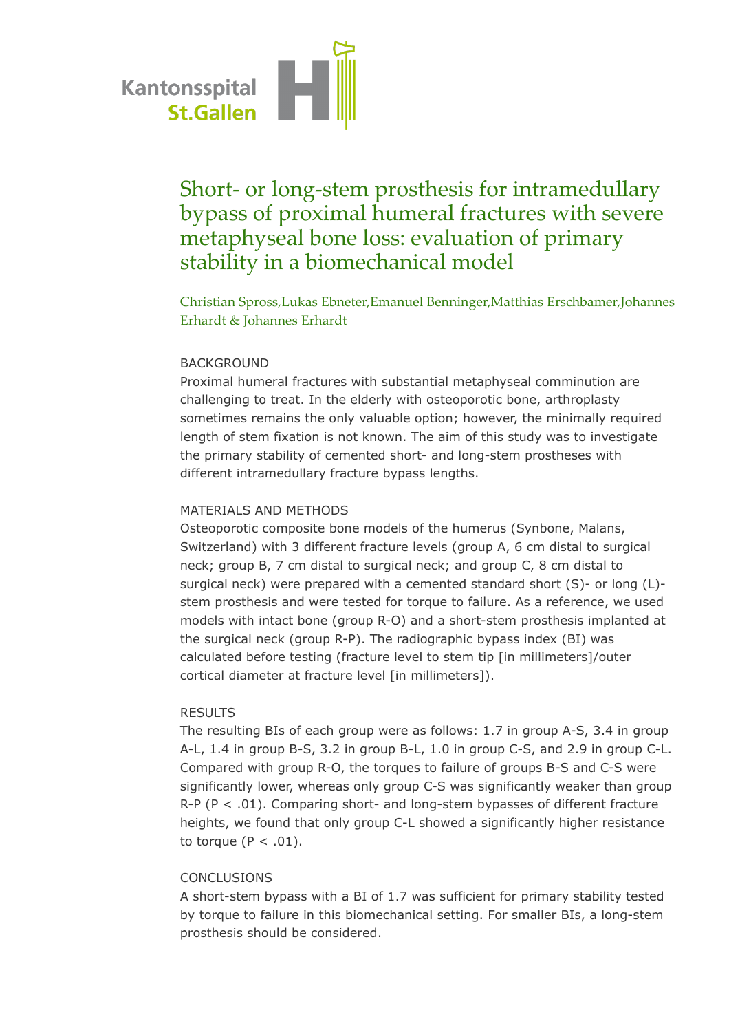Kantonsspital St.Gallen

# Short- or long-stem prosthesis for intramedullary bypass of proximal humeral fractures with severe metaphyseal bone loss: evaluation of primary stability in a biomechanical model

Christian Spross,Lukas Ebneter,Emanuel Benninger,Matthias Erschbamer,Johannes Erhardt & Johannes Erhardt

## BACKGROUND

Proximal humeral fractures with substantial metaphyseal comminution are challenging to treat. In the elderly with osteoporotic bone, arthroplasty sometimes remains the only valuable option; however, the minimally required length of stem fixation is not known. The aim of this study was to investigate the primary stability of cemented short- and long-stem prostheses with different intramedullary fracture bypass lengths.

## MATERIALS AND METHODS

Osteoporotic composite bone models of the humerus (Synbone, Malans, Switzerland) with 3 different fracture levels (group A, 6 cm distal to surgical neck; group B, 7 cm distal to surgical neck; and group C, 8 cm distal to surgical neck) were prepared with a cemented standard short (S)- or long (L)-stem prosthesis and were tested for torque to failure. As a reference, we used models with intact bone (group R-O) and a short-stem prosthesis implanted at the surgical neck (group R-P). The radiographic bypass index (BI) was calculated before testing (fracture level to stem tip [in millimeters]/outer cortical diameter at fracture level [in millimeters]).

## RESULTS

The resulting BIs of each group were as follows: 1.7 in group A-S, 3.4 in group A-L, 1.4 in group B-S, 3.2 in group B-L, 1.0 in group C-S, and 2.9 in group C-L. Compared with group R-O, the torques to failure of groups B-S and C-S were significantly lower, whereas only group C-S was significantly weaker than group R-P ($P < .01$). Comparing short- and long-stem bypasses of different fracture heights, we found that only group C-L showed a significantly higher resistance to torque ($P < .01$).

## CONCLUSIONS

A short-stem bypass with a BI of 1.7 was sufficient for primary stability tested by torque to failure in this biomechanical setting. For smaller BIs, a long-stem prosthesis should be considered.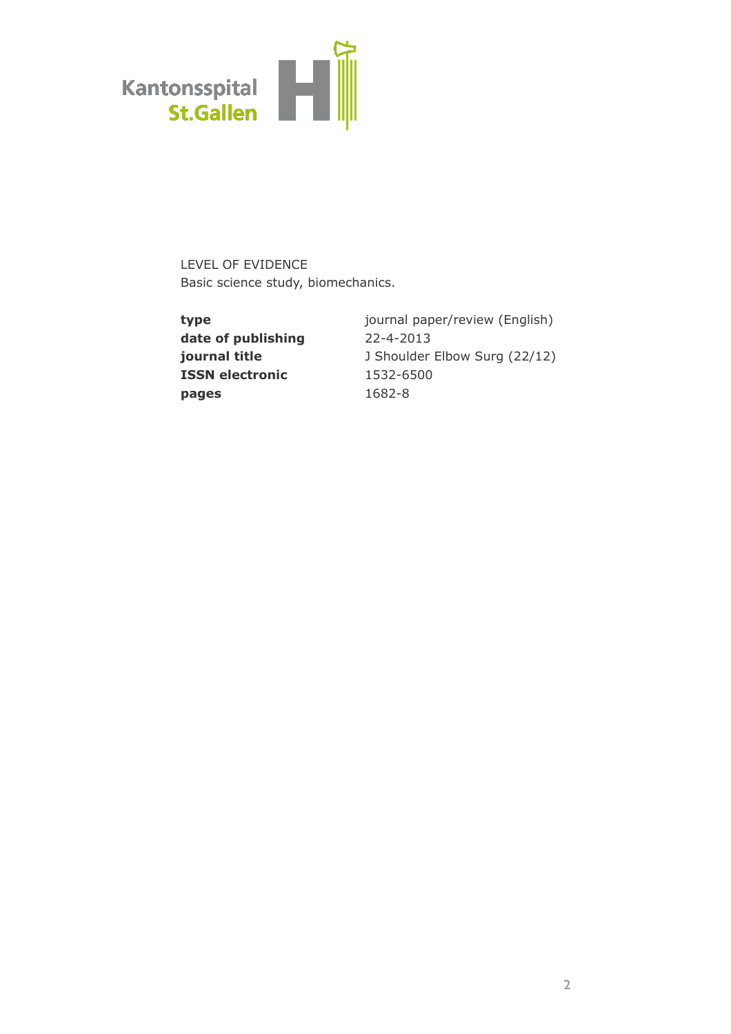LEVEL OF EVIDENCE
Basic science study, biomechanics.

| | |
|---|---|
| **type** | journal paper/review (English) |
| **date of publishing** | 22-4-2013 |
| **journal title** | J Shoulder Elbow Surg (22/12) |
| **ISSN electronic** | 1532-6500 |
| **pages** | 1682-8 |